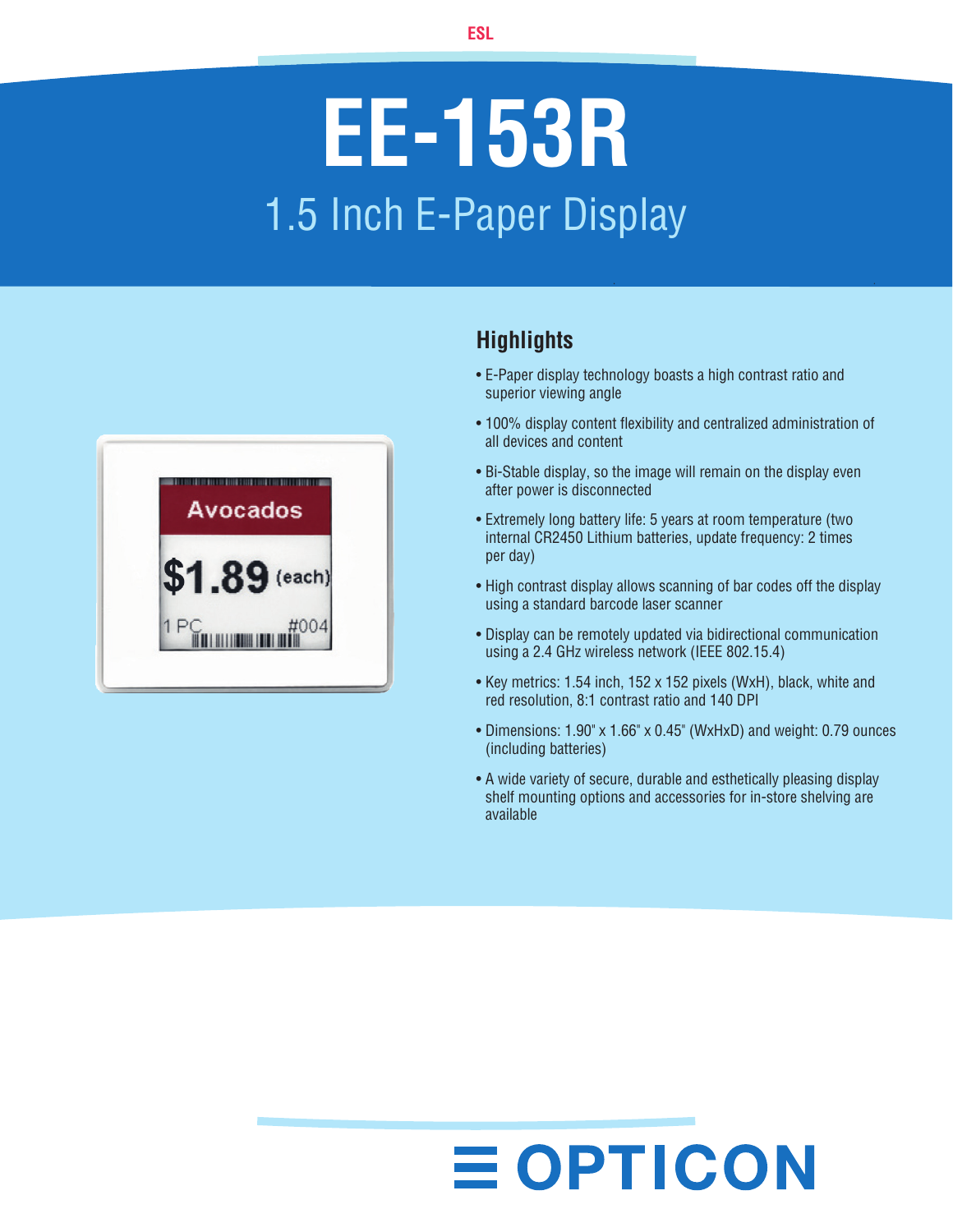ESL

# EE-153R

## 1.5 Inch E-Paper Display

### Highlights

- E-Paper display technology boasts a high contrast ratio and superior viewing angle
- 100% display content flexibility and centralized administration of all devices and content
- Bi-Stable display, so the image will remain on the display even after power is disconnected
- Extremely long battery life: 5 years at room temperature (two internal CR2450 Lithium batteries, update frequency: 2 times per day)
- High contrast display allows scanning of bar codes off the display using a standard barcode laser scanner
- Display can be remotely updated via bidirectional communication using a 2.4 GHz wireless network (IEEE 802.15.4)
- Key metrics: 1.54 inch, 152 x 152 pixels (WxH), black, white and red resolution, 8:1 contrast ratio and 140 DPI
- Dimensions: 1.90" x 1.66" x 0.45" (WxHxD) and weight: 0.79 ounces (including batteries)
- A wide variety of secure, durable and esthetically pleasing display shelf mounting options and accessories for in-store shelving are available

OPTICON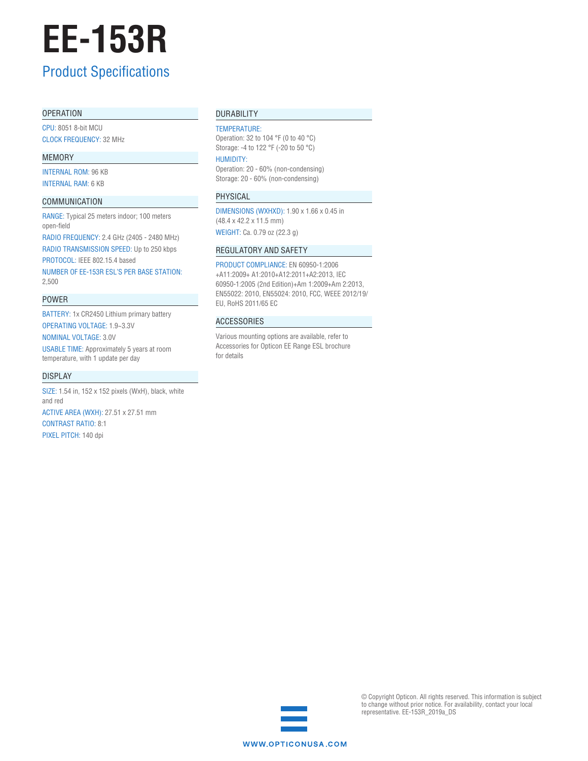# EE-153R

## Product Specifications

### OPERATION

CPU: 8051 8-bit MCU

CLOCK FREQUENCY: 32 MHz

### MEMORY

INTERNAL ROM: 96 KB

INTERNAL RAM: 6 KB

### COMMUNICATION

RANGE: Typical 25 meters indoor; 100 meters open-field

RADIO FREQUENCY: 2.4 GHz (2405 - 2480 MHz)

RADIO TRANSMISSION SPEED: Up to 250 kbps

PROTOCOL: IEEE 802.15.4 based

NUMBER OF EE-153R ESL'S PER BASE STATION: 2,500

### POWER

BATTERY: 1x CR2450 Lithium primary battery

OPERATING VOLTAGE: 1.9~3.3V

NOMINAL VOLTAGE: 3.0V

USABLE TIME: Approximately 5 years at room temperature, with 1 update per day

### DISPLAY

SIZE: 1.54 in, 152 x 152 pixels (WxH), black, white and red

ACTIVE AREA (WXH): 27.51 x 27.51 mm

CONTRAST RATIO: 8:1

PIXEL PITCH: 140 dpi

### DURABILITY

TEMPERATURE:
Operation: 32 to 104 °F (0 to 40 °C)
Storage: -4 to 122 °F (-20 to 50 °C)

HUMIDITY:
Operation: 20 - 60% (non-condensing)
Storage: 20 - 60% (non-condensing)

### PHYSICAL

DIMENSIONS (WXHXD): 1.90 x 1.66 x 0.45 in (48.4 x 42.2 x 11.5 mm)

WEIGHT: Ca. 0.79 oz (22.3 g)

### REGULATORY AND SAFETY

PRODUCT COMPLIANCE: EN 60950-1:2006 +A11:2009+ A1:2010+A12:2011+A2:2013, IEC 60950-1:2005 (2nd Edition)+Am 1:2009+Am 2:2013, EN55022: 2010, EN55024: 2010, FCC, WEEE 2012/19/EU, RoHS 2011/65 EC

### ACCESSORIES

Various mounting options are available, refer to Accessories for Opticon EE Range ESL brochure for details

© Copyright Opticon. All rights reserved. This information is subject to change without prior notice. For availability, contact your local representative. EE-153R_2019a_DS

WWW.OPTICONUSA.COM